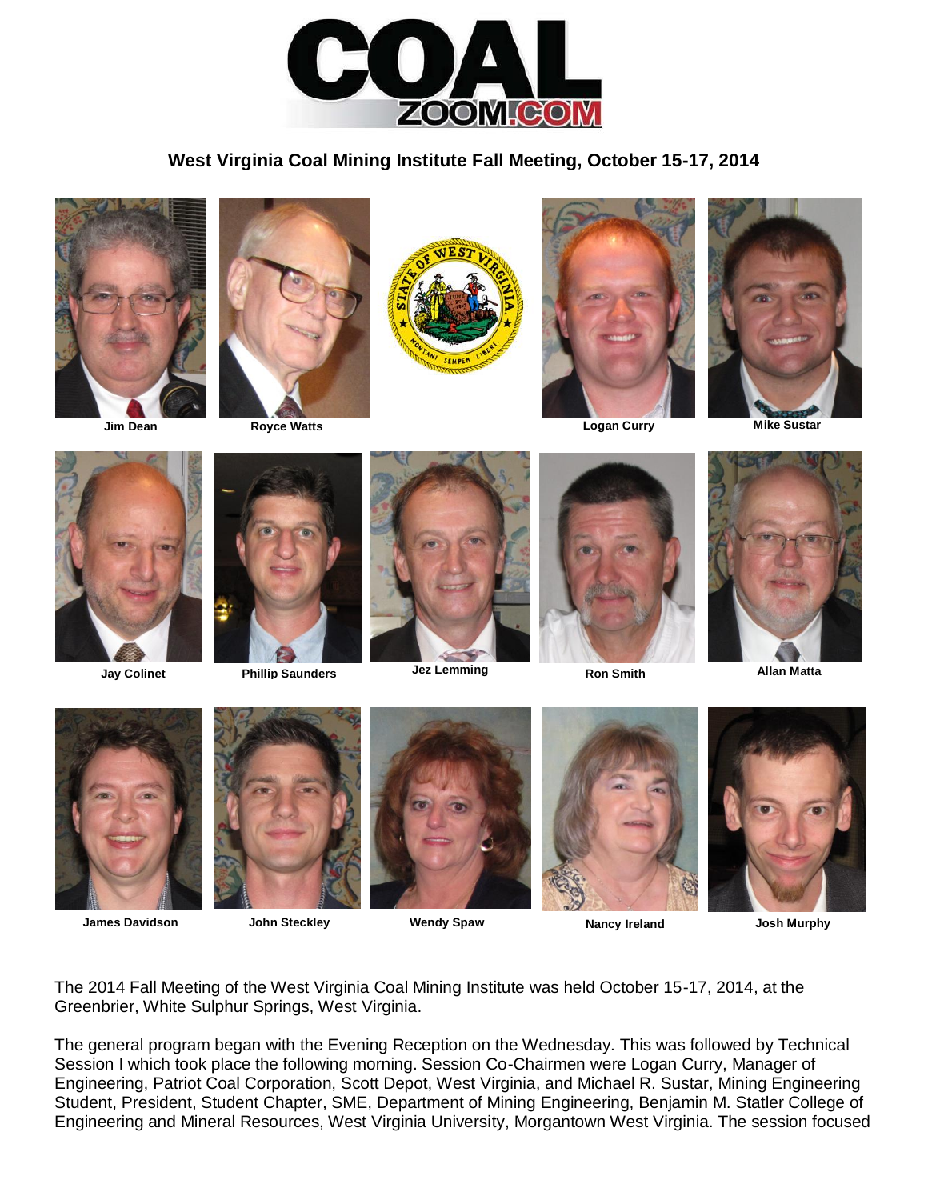COAL ZOOM.COM

**West Virginia Coal Mining Institute Fall Meeting, October 15-17, 2014**

Jim Dean

Royce Watts

Logan Curry

Mike Sustar

Jay Colinet

Phillip Saunders

Jez Lemming

Ron Smith

Allan Matta

James Davidson

John Steckley

Wendy Spaw

Nancy Ireland

Josh Murphy

The 2014 Fall Meeting of the West Virginia Coal Mining Institute was held October 15-17, 2014, at the Greenbrier, White Sulphur Springs, West Virginia.

The general program began with the Evening Reception on the Wednesday. This was followed by Technical Session I which took place the following morning. Session Co-Chairmen were Logan Curry, Manager of Engineering, Patriot Coal Corporation, Scott Depot, West Virginia, and Michael R. Sustar, Mining Engineering Student, President, Student Chapter, SME, Department of Mining Engineering, Benjamin M. Statler College of Engineering and Mineral Resources, West Virginia University, Morgantown West Virginia. The session focused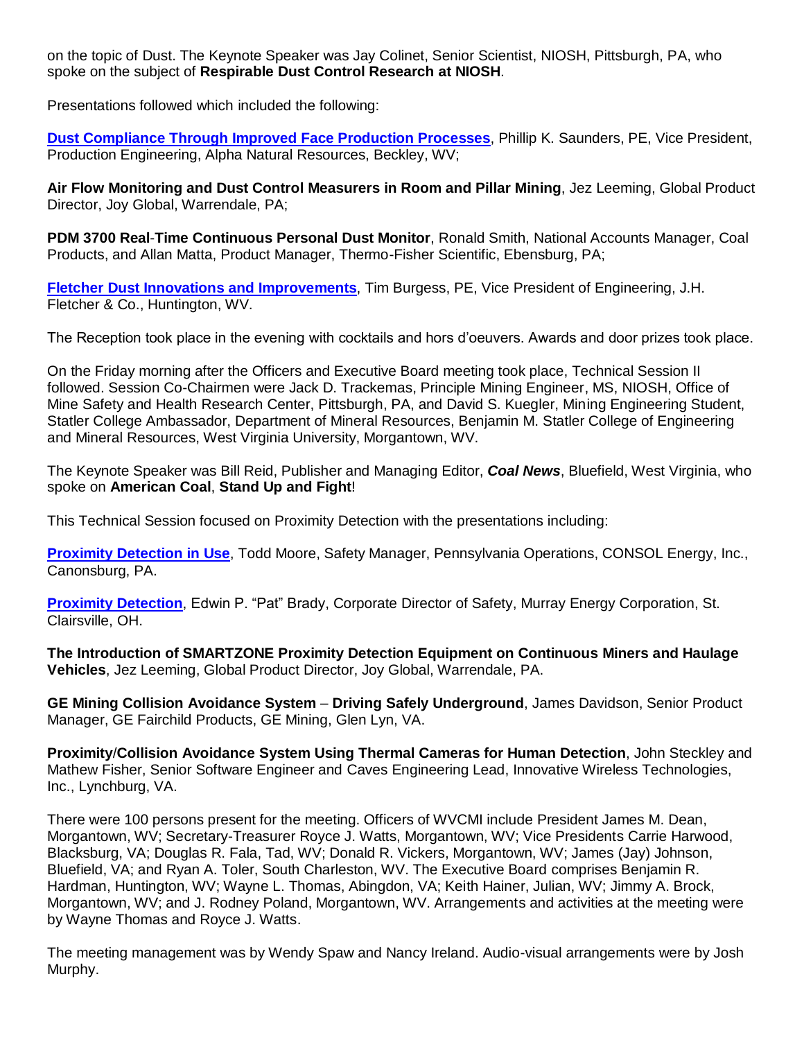on the topic of Dust. The Keynote Speaker was Jay Colinet, Senior Scientist, NIOSH, Pittsburgh, PA, who spoke on the subject of **Respirable Dust Control Research at NIOSH**.

Presentations followed which included the following:

**Dust Compliance Through Improved Face Production Processes**, Phillip K. Saunders, PE, Vice President, Production Engineering, Alpha Natural Resources, Beckley, WV;

**Air Flow Monitoring and Dust Control Measurers in Room and Pillar Mining**, Jez Leeming, Global Product Director, Joy Global, Warrendale, PA;

**PDM 3700 Real-Time Continuous Personal Dust Monitor**, Ronald Smith, National Accounts Manager, Coal Products, and Allan Matta, Product Manager, Thermo-Fisher Scientific, Ebensburg, PA;

**Fletcher Dust Innovations and Improvements**, Tim Burgess, PE, Vice President of Engineering, J.H. Fletcher & Co., Huntington, WV.

The Reception took place in the evening with cocktails and hors d'oeuvers. Awards and door prizes took place.

On the Friday morning after the Officers and Executive Board meeting took place, Technical Session II followed. Session Co-Chairmen were Jack D. Trackemas, Principle Mining Engineer, MS, NIOSH, Office of Mine Safety and Health Research Center, Pittsburgh, PA, and David S. Kuegler, Mining Engineering Student, Statler College Ambassador, Department of Mineral Resources, Benjamin M. Statler College of Engineering and Mineral Resources, West Virginia University, Morgantown, WV.

The Keynote Speaker was Bill Reid, Publisher and Managing Editor, ***Coal News***, Bluefield, West Virginia, who spoke on **American Coal**, **Stand Up and Fight**!

This Technical Session focused on Proximity Detection with the presentations including:

**Proximity Detection in Use**, Todd Moore, Safety Manager, Pennsylvania Operations, CONSOL Energy, Inc., Canonsburg, PA.

**Proximity Detection**, Edwin P. "Pat" Brady, Corporate Director of Safety, Murray Energy Corporation, St. Clairsville, OH.

**The Introduction of SMARTZONE Proximity Detection Equipment on Continuous Miners and Haulage Vehicles**, Jez Leeming, Global Product Director, Joy Global, Warrendale, PA.

**GE Mining Collision Avoidance System** – **Driving Safely Underground**, James Davidson, Senior Product Manager, GE Fairchild Products, GE Mining, Glen Lyn, VA.

**Proximity/Collision Avoidance System Using Thermal Cameras for Human Detection**, John Steckley and Mathew Fisher, Senior Software Engineer and Caves Engineering Lead, Innovative Wireless Technologies, Inc., Lynchburg, VA.

There were 100 persons present for the meeting. Officers of WVCMI include President James M. Dean, Morgantown, WV; Secretary-Treasurer Royce J. Watts, Morgantown, WV; Vice Presidents Carrie Harwood, Blacksburg, VA; Douglas R. Fala, Tad, WV; Donald R. Vickers, Morgantown, WV; James (Jay) Johnson, Bluefield, VA; and Ryan A. Toler, South Charleston, WV. The Executive Board comprises Benjamin R. Hardman, Huntington, WV; Wayne L. Thomas, Abingdon, VA; Keith Hainer, Julian, WV; Jimmy A. Brock, Morgantown, WV; and J. Rodney Poland, Morgantown, WV. Arrangements and activities at the meeting were by Wayne Thomas and Royce J. Watts.

The meeting management was by Wendy Spaw and Nancy Ireland. Audio-visual arrangements were by Josh Murphy.